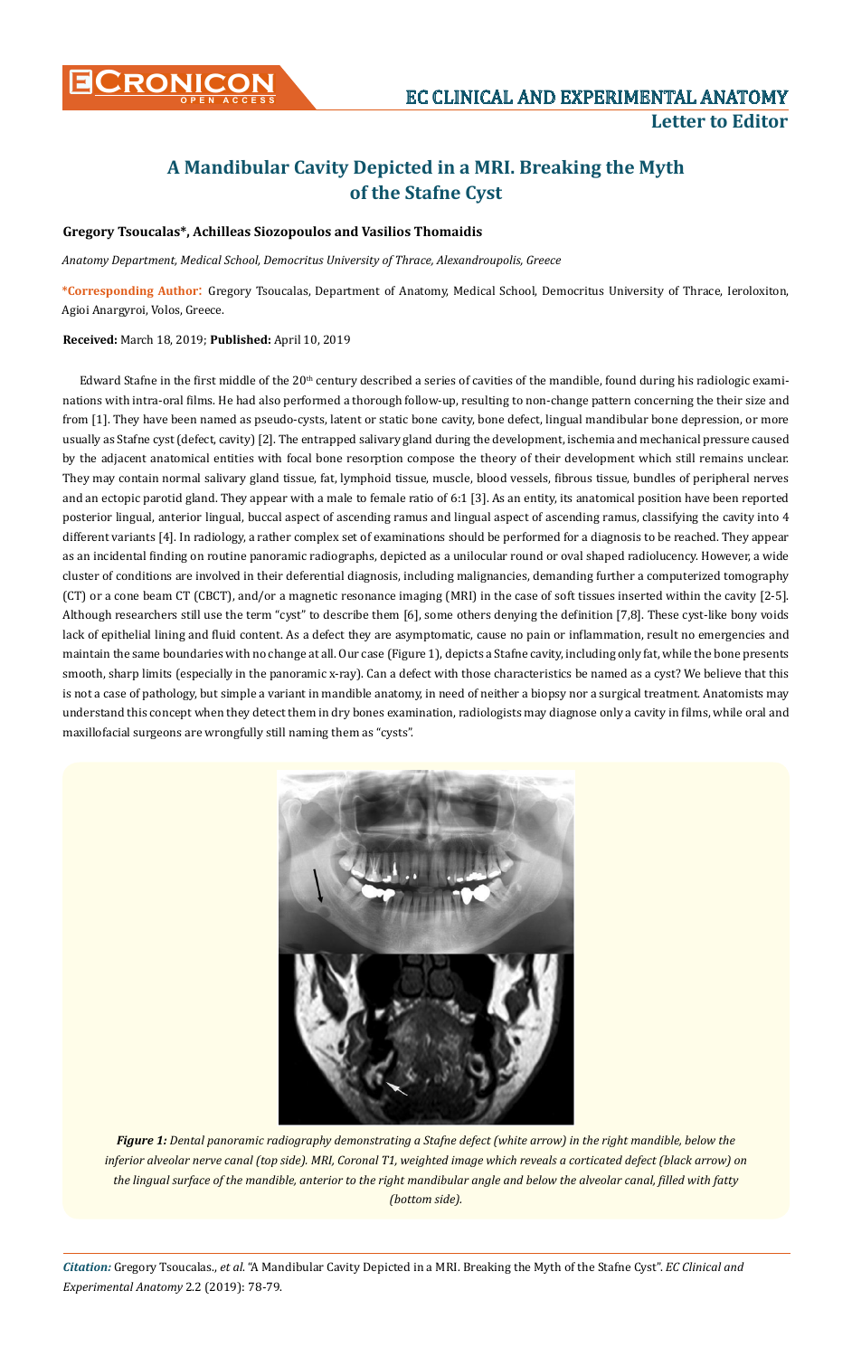# A Mandibular Cavity Depicted in a MRI. Breaking the Myth of the Stafne Cyst

**Gregory Tsoucalas\*, Achilleas Siozopoulos and Vasilios Thomaidis**

*Anatomy Department, Medical School, Democritus University of Thrace, Alexandroupolis, Greece*

**\*Corresponding Author**: Gregory Tsoucalas, Department of Anatomy, Medical School, Democritus University of Thrace, Ieroloxiton, Agioi Anargyroi, Volos, Greece.

**Received:** March 18, 2019; **Published:** April 10, 2019

Edward Stafne in the first middle of the 20th century described a series of cavities of the mandible, found during his radiologic examinations with intra-oral films. He had also performed a thorough follow-up, resulting to non-change pattern concerning the their size and from [1]. They have been named as pseudo-cysts, latent or static bone cavity, bone defect, lingual mandibular bone depression, or more usually as Stafne cyst (defect, cavity) [2]. The entrapped salivary gland during the development, ischemia and mechanical pressure caused by the adjacent anatomical entities with focal bone resorption compose the theory of their development which still remains unclear. They may contain normal salivary gland tissue, fat, lymphoid tissue, muscle, blood vessels, fibrous tissue, bundles of peripheral nerves and an ectopic parotid gland. They appear with a male to female ratio of 6:1 [3]. As an entity, its anatomical position have been reported posterior lingual, anterior lingual, buccal aspect of ascending ramus and lingual aspect of ascending ramus, classifying the cavity into 4 different variants [4]. In radiology, a rather complex set of examinations should be performed for a diagnosis to be reached. They appear as an incidental finding on routine panoramic radiographs, depicted as a unilocular round or oval shaped radiolucency. However, a wide cluster of conditions are involved in their deferential diagnosis, including malignancies, demanding further a computerized tomography (CT) or a cone beam CT (CBCT), and/or a magnetic resonance imaging (MRI) in the case of soft tissues inserted within the cavity [2-5]. Although researchers still use the term "cyst" to describe them [6], some others denying the definition [7,8]. These cyst-like bony voids lack of epithelial lining and fluid content. As a defect they are asymptomatic, cause no pain or inflammation, result no emergencies and maintain the same boundaries with no change at all. Our case (Figure 1), depicts a Stafne cavity, including only fat, while the bone presents smooth, sharp limits (especially in the panoramic x-ray). Can a defect with those characteristics be named as a cyst? We believe that this is not a case of pathology, but simple a variant in mandible anatomy, in need of neither a biopsy nor a surgical treatment. Anatomists may understand this concept when they detect them in dry bones examination, radiologists may diagnose only a cavity in films, while oral and maxillofacial surgeons are wrongfully still naming them as "cysts".

***Figure 1:*** *Dental panoramic radiography demonstrating a Stafne defect (white arrow) in the right mandible, below the inferior alveolar nerve canal (top side). MRI, Coronal T1, weighted image which reveals a corticated defect (black arrow) on the lingual surface of the mandible, anterior to the right mandibular angle and below the alveolar canal, filled with fatty (bottom side).*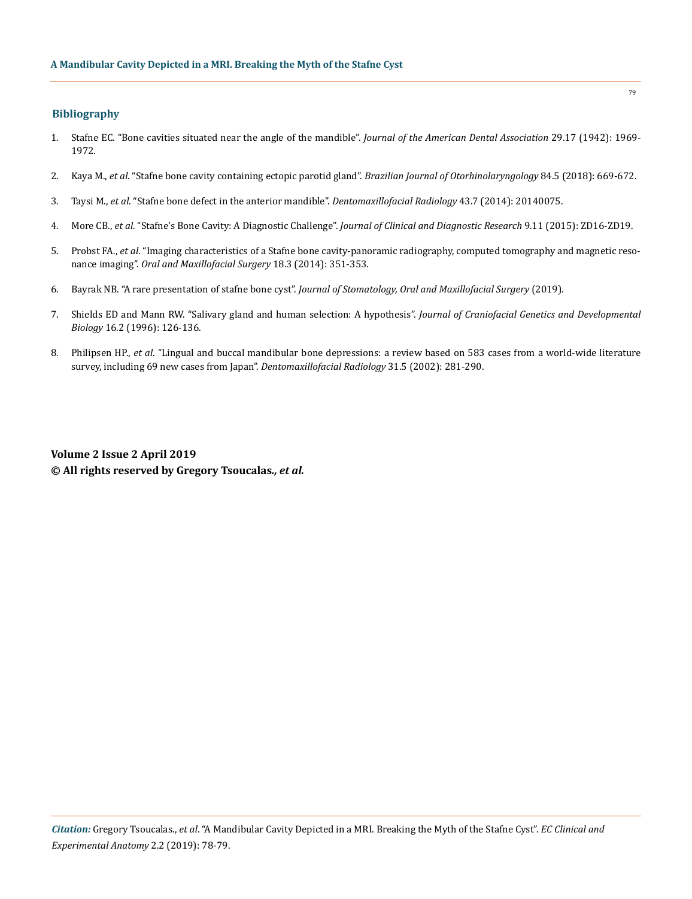## Bibliography

1. Stafne EC. "Bone cavities situated near the angle of the mandible". *Journal of the American Dental Association* 29.17 (1942): 1969-1972.
2. Kaya M., *et al*. "Stafne bone cavity containing ectopic parotid gland". *Brazilian Journal of Otorhinolaryngology* 84.5 (2018): 669-672.
3. Taysi M., *et al*. "Stafne bone defect in the anterior mandible". *Dentomaxillofacial Radiology* 43.7 (2014): 20140075.
4. More CB., *et al*. "Stafne's Bone Cavity: A Diagnostic Challenge". *Journal of Clinical and Diagnostic Research* 9.11 (2015): ZD16-ZD19.
5. Probst FA., *et al*. "Imaging characteristics of a Stafne bone cavity-panoramic radiography, computed tomography and magnetic resonance imaging". *Oral and Maxillofacial Surgery* 18.3 (2014): 351-353.
6. Bayrak NB. "A rare presentation of stafne bone cyst". *Journal of Stomatology, Oral and Maxillofacial Surgery* (2019).
7. Shields ED and Mann RW. "Salivary gland and human selection: A hypothesis". *Journal of Craniofacial Genetics and Developmental Biology* 16.2 (1996): 126-136.
8. Philipsen HP., *et al*. "Lingual and buccal mandibular bone depressions: a review based on 583 cases from a world-wide literature survey, including 69 new cases from Japan". *Dentomaxillofacial Radiology* 31.5 (2002): 281-290.

**Volume 2 Issue 2 April 2019**
**© All rights reserved by Gregory Tsoucalas., *et al.***